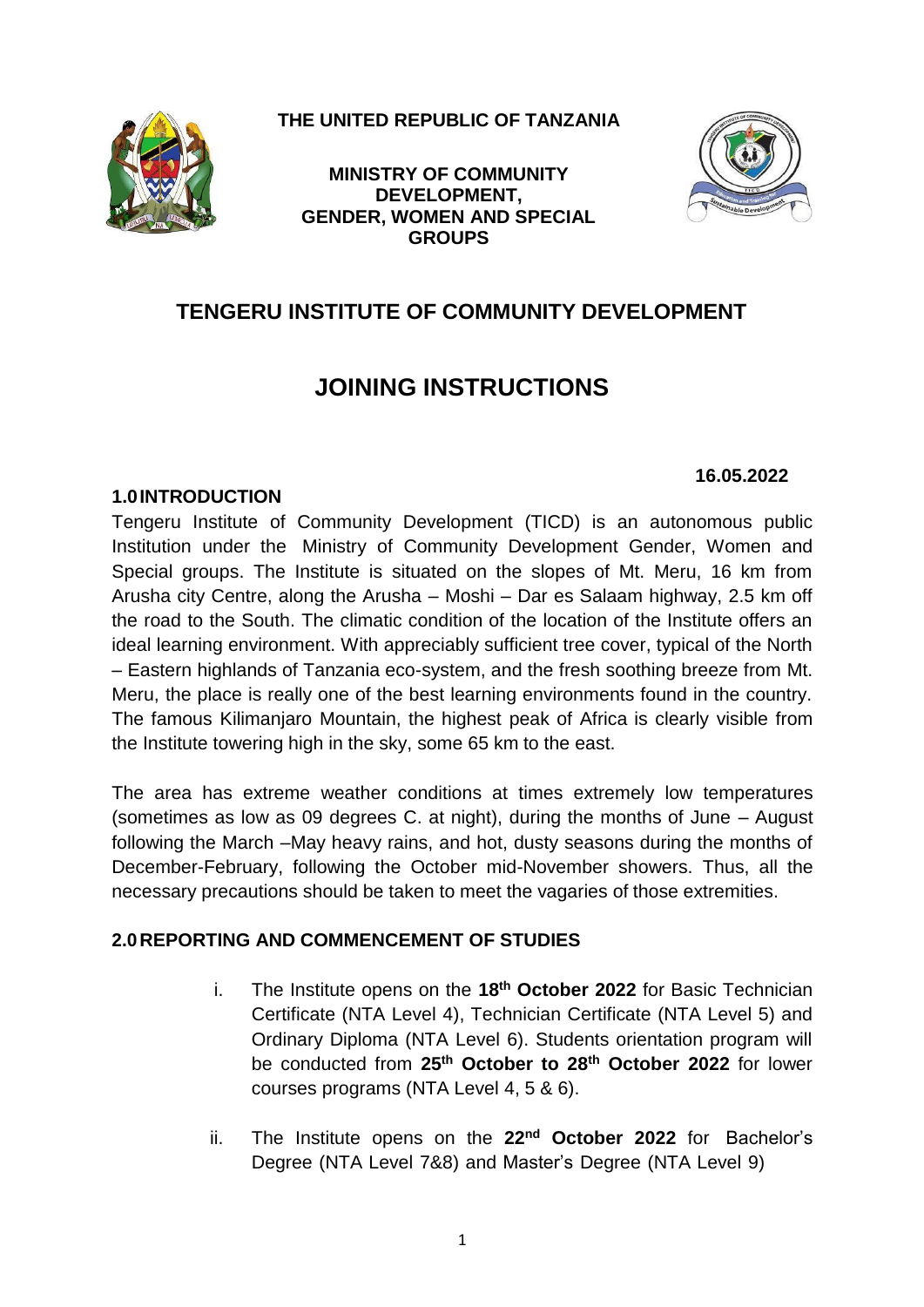**THE UNITED REPUBLIC OF TANZANIA**

**MINISTRY OF COMMUNITY DEVELOPMENT, GENDER, WOMEN AND SPECIAL GROUPS**

# TENGERU INSTITUTE OF COMMUNITY DEVELOPMENT

# JOINING INSTRUCTIONS

**16.05.2022**

## 1.0 INTRODUCTION

Tengeru Institute of Community Development (TICD) is an autonomous public Institution under the Ministry of Community Development Gender, Women and Special groups. The Institute is situated on the slopes of Mt. Meru, 16 km from Arusha city Centre, along the Arusha – Moshi – Dar es Salaam highway, 2.5 km off the road to the South. The climatic condition of the location of the Institute offers an ideal learning environment. With appreciably sufficient tree cover, typical of the North – Eastern highlands of Tanzania eco-system, and the fresh soothing breeze from Mt. Meru, the place is really one of the best learning environments found in the country. The famous Kilimanjaro Mountain, the highest peak of Africa is clearly visible from the Institute towering high in the sky, some 65 km to the east.

The area has extreme weather conditions at times extremely low temperatures (sometimes as low as 09 degrees C. at night), during the months of June – August following the March –May heavy rains, and hot, dusty seasons during the months of December-February, following the October mid-November showers. Thus, all the necessary precautions should be taken to meet the vagaries of those extremities.

## 2.0 REPORTING AND COMMENCEMENT OF STUDIES

i. The Institute opens on the **18th October 2022** for Basic Technician Certificate (NTA Level 4), Technician Certificate (NTA Level 5) and Ordinary Diploma (NTA Level 6). Students orientation program will be conducted from **25th October to 28th October 2022** for lower courses programs (NTA Level 4, 5 & 6).

ii. The Institute opens on the **22nd October 2022** for Bachelor's Degree (NTA Level 7&8) and Master's Degree (NTA Level 9)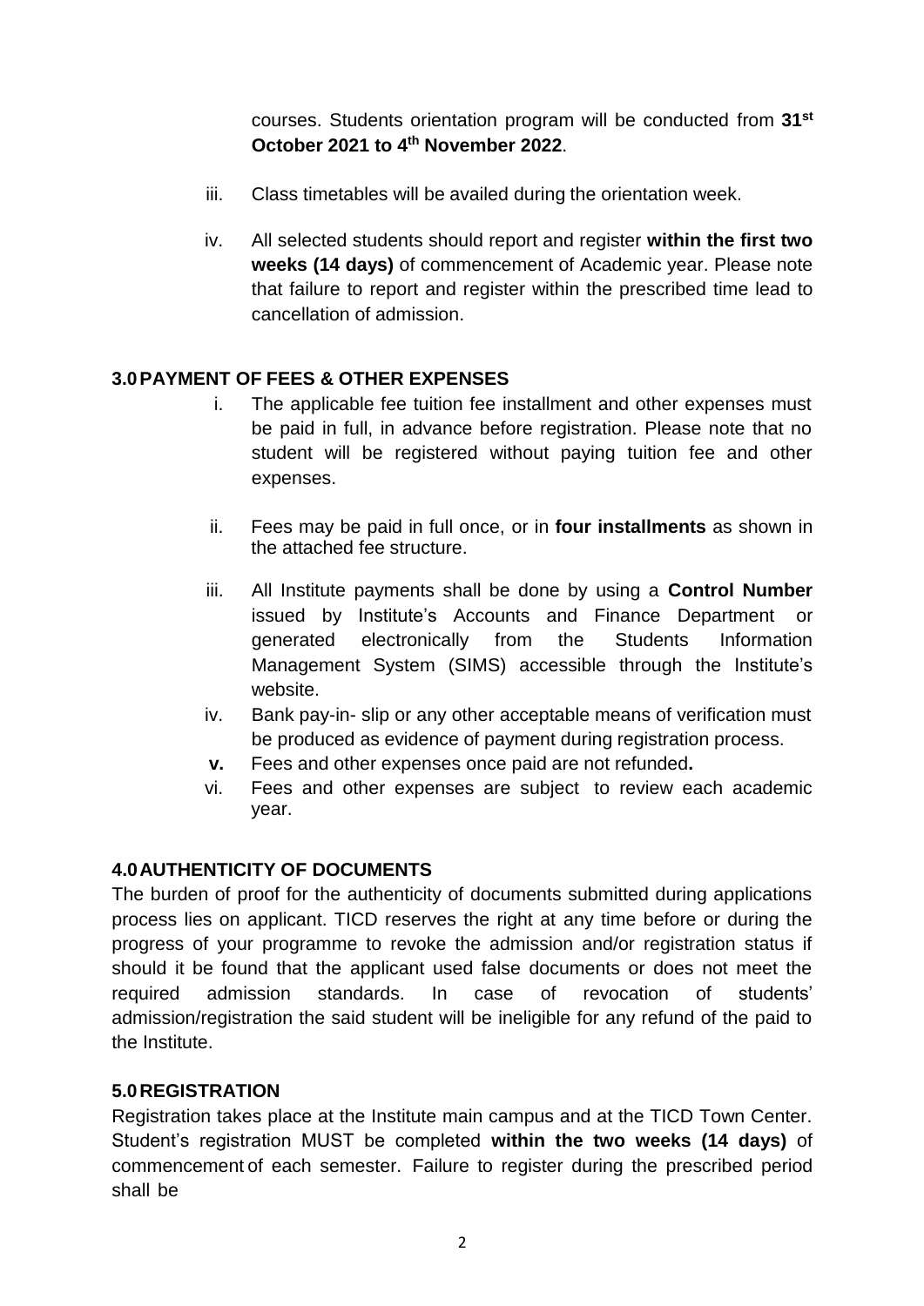courses. Students orientation program will be conducted from **31st October 2021 to 4th November 2022**.

iii. Class timetables will be availed during the orientation week.

iv. All selected students should report and register **within the first two weeks (14 days)** of commencement of Academic year. Please note that failure to report and register within the prescribed time lead to cancellation of admission.

## 3.0 PAYMENT OF FEES & OTHER EXPENSES

i. The applicable fee tuition fee installment and other expenses must be paid in full, in advance before registration. Please note that no student will be registered without paying tuition fee and other expenses.

ii. Fees may be paid in full once, or in **four installments** as shown in the attached fee structure.

iii. All Institute payments shall be done by using a **Control Number** issued by Institute's Accounts and Finance Department or generated electronically from the Students Information Management System (SIMS) accessible through the Institute's website.

iv. Bank pay-in- slip or any other acceptable means of verification must be produced as evidence of payment during registration process.

**v.** Fees and other expenses once paid are not refunded**.**

vi. Fees and other expenses are subject to review each academic year.

## 4.0 AUTHENTICITY OF DOCUMENTS

The burden of proof for the authenticity of documents submitted during applications process lies on applicant. TICD reserves the right at any time before or during the progress of your programme to revoke the admission and/or registration status if should it be found that the applicant used false documents or does not meet the required admission standards. In case of revocation of students' admission/registration the said student will be ineligible for any refund of the paid to the Institute.

## 5.0 REGISTRATION

Registration takes place at the Institute main campus and at the TICD Town Center. Student's registration MUST be completed **within the two weeks (14 days)** of commencement of each semester. Failure to register during the prescribed period shall be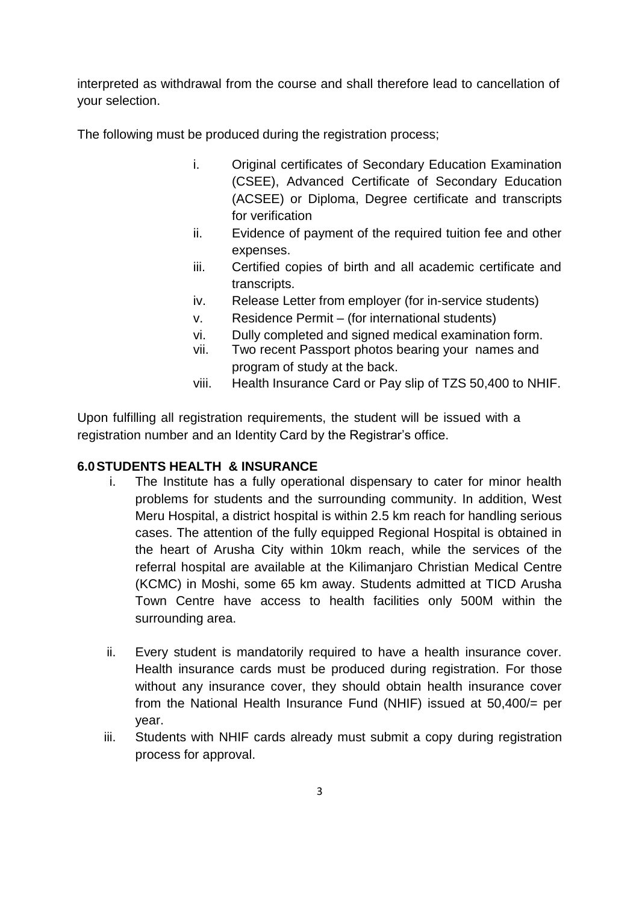interpreted as withdrawal from the course and shall therefore lead to cancellation of your selection.

The following must be produced during the registration process;

i. Original certificates of Secondary Education Examination (CSEE), Advanced Certificate of Secondary Education (ACSEE) or Diploma, Degree certificate and transcripts for verification
ii. Evidence of payment of the required tuition fee and other expenses.
iii. Certified copies of birth and all academic certificate and transcripts.
iv. Release Letter from employer (for in-service students)
v. Residence Permit – (for international students)
vi. Dully completed and signed medical examination form.
vii. Two recent Passport photos bearing your names and program of study at the back.
viii. Health Insurance Card or Pay slip of TZS 50,400 to NHIF.

Upon fulfilling all registration requirements, the student will be issued with a registration number and an Identity Card by the Registrar's office.

## 6.0 STUDENTS HEALTH & INSURANCE

i. The Institute has a fully operational dispensary to cater for minor health problems for students and the surrounding community. In addition, West Meru Hospital, a district hospital is within 2.5 km reach for handling serious cases. The attention of the fully equipped Regional Hospital is obtained in the heart of Arusha City within 10km reach, while the services of the referral hospital are available at the Kilimanjaro Christian Medical Centre (KCMC) in Moshi, some 65 km away. Students admitted at TICD Arusha Town Centre have access to health facilities only 500M within the surrounding area.

ii. Every student is mandatorily required to have a health insurance cover. Health insurance cards must be produced during registration. For those without any insurance cover, they should obtain health insurance cover from the National Health Insurance Fund (NHIF) issued at 50,400/= per year.

iii. Students with NHIF cards already must submit a copy during registration process for approval.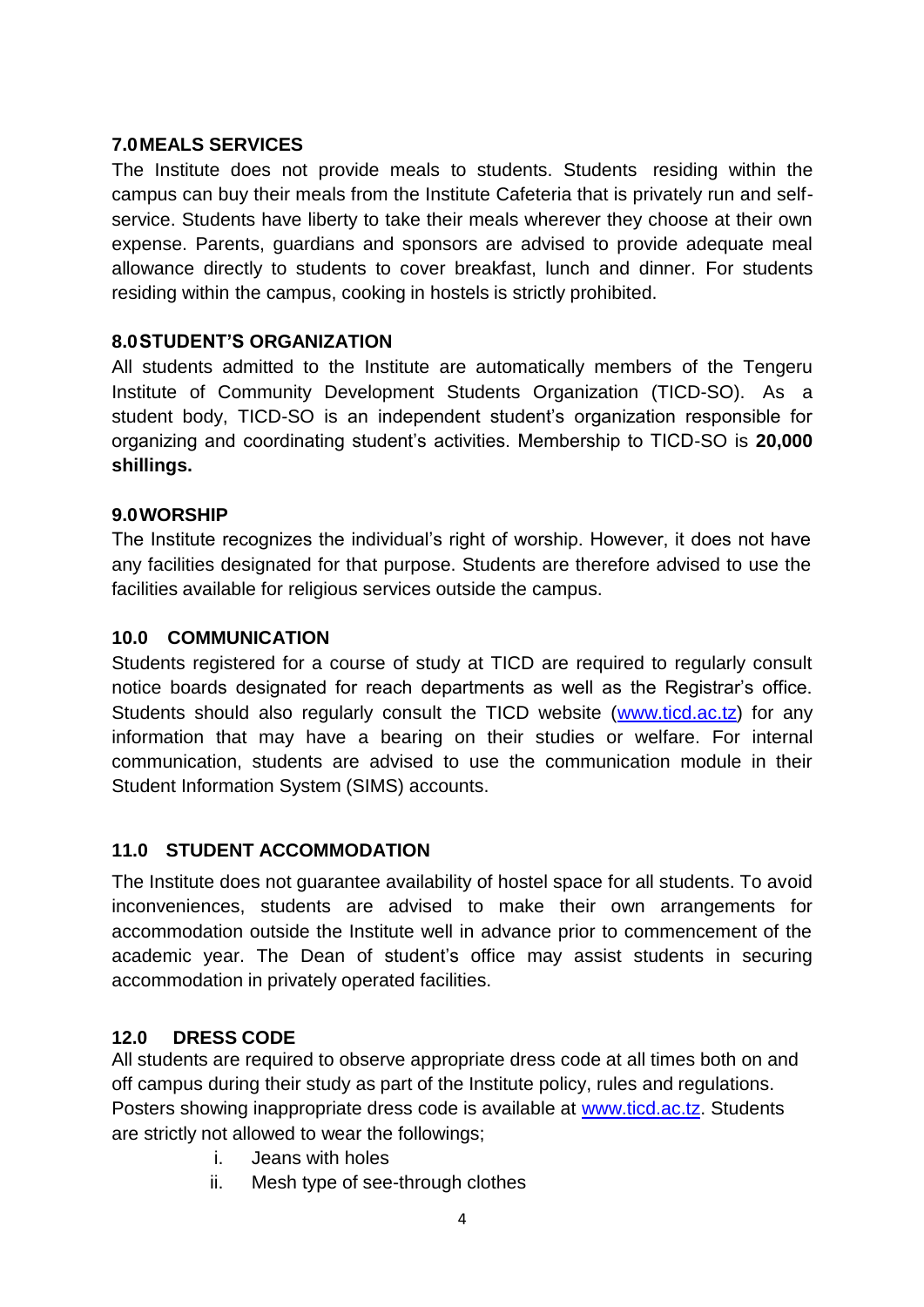## 7.0 MEALS SERVICES

The Institute does not provide meals to students. Students residing within the campus can buy their meals from the Institute Cafeteria that is privately run and self-service. Students have liberty to take their meals wherever they choose at their own expense. Parents, guardians and sponsors are advised to provide adequate meal allowance directly to students to cover breakfast, lunch and dinner. For students residing within the campus, cooking in hostels is strictly prohibited.

## 8.0 STUDENT'S ORGANIZATION

All students admitted to the Institute are automatically members of the Tengeru Institute of Community Development Students Organization (TICD-SO). As a student body, TICD-SO is an independent student's organization responsible for organizing and coordinating student's activities. Membership to TICD-SO is **20,000 shillings.**

## 9.0 WORSHIP

The Institute recognizes the individual's right of worship. However, it does not have any facilities designated for that purpose. Students are therefore advised to use the facilities available for religious services outside the campus.

## 10.0 COMMUNICATION

Students registered for a course of study at TICD are required to regularly consult notice boards designated for reach departments as well as the Registrar's office. Students should also regularly consult the TICD website (www.ticd.ac.tz) for any information that may have a bearing on their studies or welfare. For internal communication, students are advised to use the communication module in their Student Information System (SIMS) accounts.

## 11.0 STUDENT ACCOMMODATION

The Institute does not guarantee availability of hostel space for all students. To avoid inconveniences, students are advised to make their own arrangements for accommodation outside the Institute well in advance prior to commencement of the academic year. The Dean of student's office may assist students in securing accommodation in privately operated facilities.

## 12.0 DRESS CODE

All students are required to observe appropriate dress code at all times both on and off campus during their study as part of the Institute policy, rules and regulations. Posters showing inappropriate dress code is available at www.ticd.ac.tz. Students are strictly not allowed to wear the followings;

i. Jeans with holes
ii. Mesh type of see-through clothes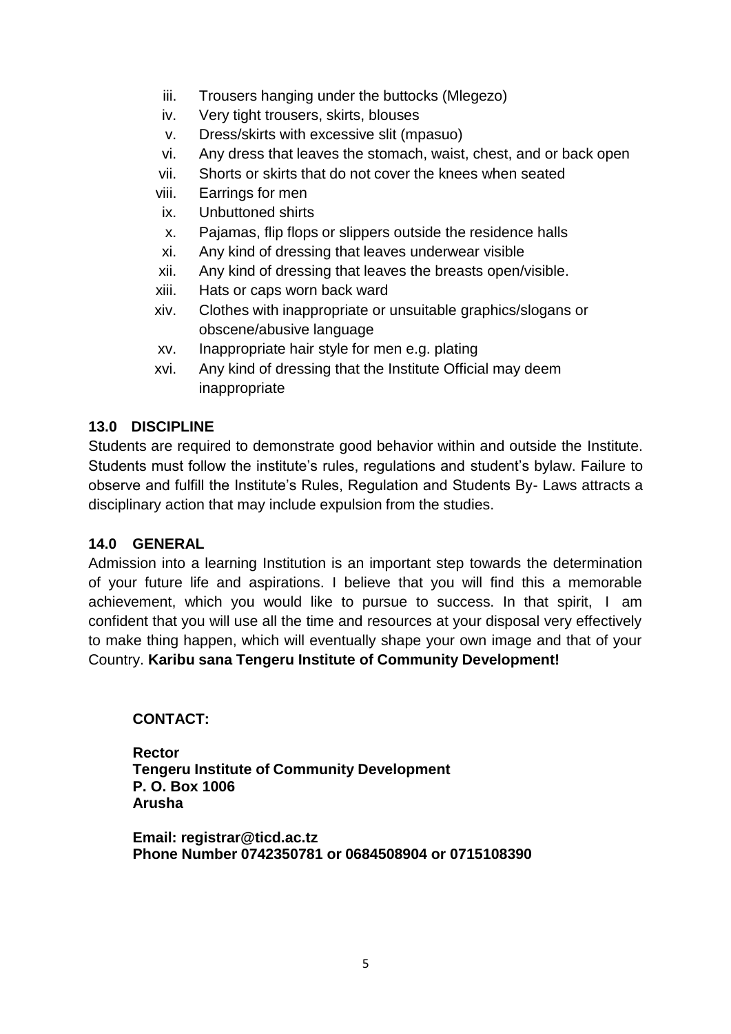iii. Trousers hanging under the buttocks (Mlegezo)
iv. Very tight trousers, skirts, blouses
v. Dress/skirts with excessive slit (mpasuo)
vi. Any dress that leaves the stomach, waist, chest, and or back open
vii. Shorts or skirts that do not cover the knees when seated
viii. Earrings for men
ix. Unbuttoned shirts
x. Pajamas, flip flops or slippers outside the residence halls
xi. Any kind of dressing that leaves underwear visible
xii. Any kind of dressing that leaves the breasts open/visible.
xiii. Hats or caps worn back ward
xiv. Clothes with inappropriate or unsuitable graphics/slogans or obscene/abusive language
xv. Inappropriate hair style for men e.g. plating
xvi. Any kind of dressing that the Institute Official may deem inappropriate

## 13.0 DISCIPLINE

Students are required to demonstrate good behavior within and outside the Institute. Students must follow the institute's rules, regulations and student's bylaw. Failure to observe and fulfill the Institute's Rules, Regulation and Students By- Laws attracts a disciplinary action that may include expulsion from the studies.

## 14.0 GENERAL

Admission into a learning Institution is an important step towards the determination of your future life and aspirations. I believe that you will find this a memorable achievement, which you would like to pursue to success. In that spirit, I am confident that you will use all the time and resources at your disposal very effectively to make thing happen, which will eventually shape your own image and that of your Country. **Karibu sana Tengeru Institute of Community Development!**

**CONTACT:**

**Rector**
**Tengeru Institute of Community Development**
**P. O. Box 1006**
**Arusha**

**Email: registrar@ticd.ac.tz**
**Phone Number 0742350781 or 0684508904 or 0715108390**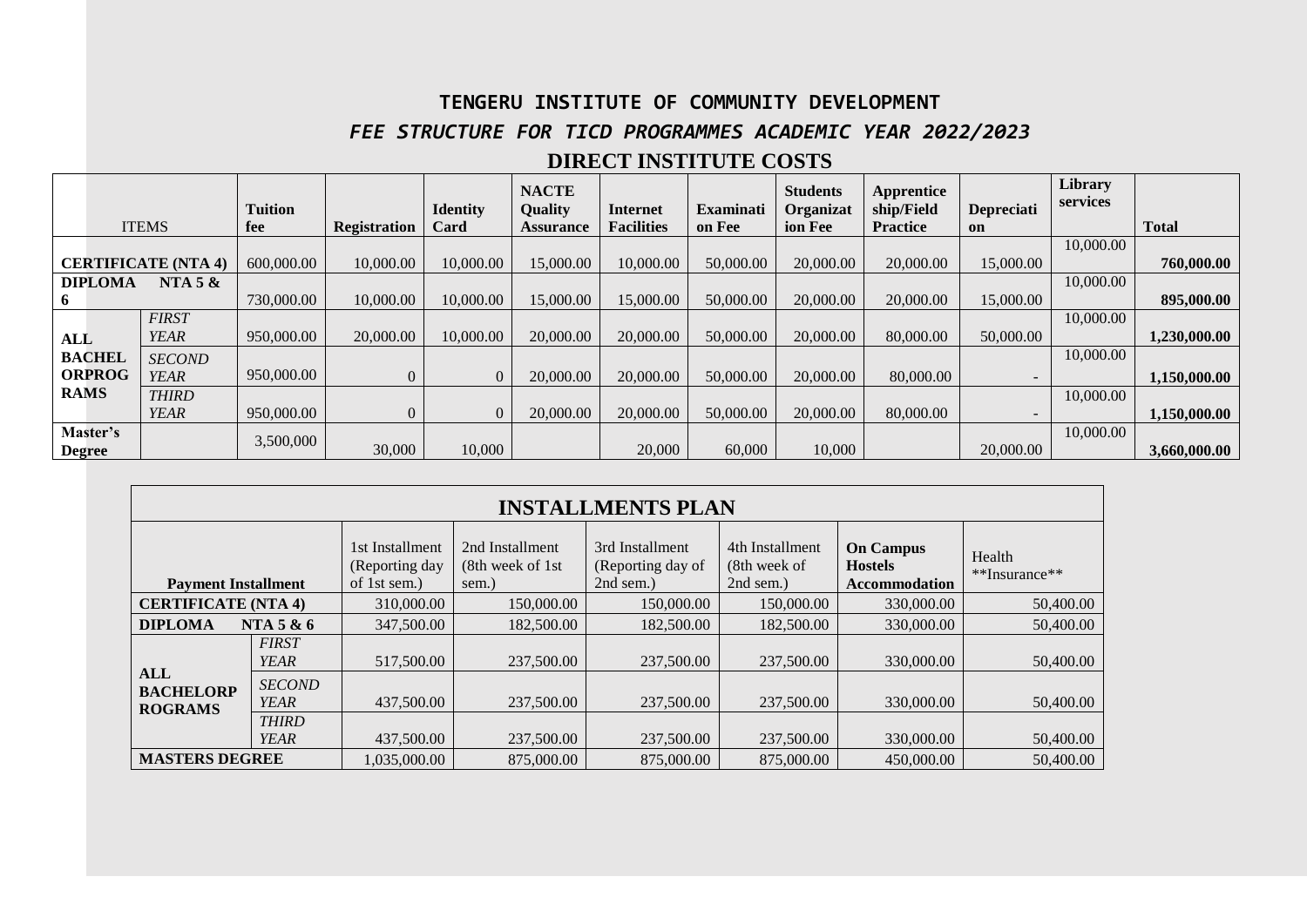# TENGERU INSTITUTE OF COMMUNITY DEVELOPMENT

## *FEE STRUCTURE FOR TICD PROGRAMMES ACADEMIC YEAR 2022/2023*

## DIRECT INSTITUTE COSTS

| ITEMS | | Tuition fee | Registration | Identity Card | NACTE Quality Assurance | Internet Facilities | Examination Fee | Students Organization Fee | Apprenticeship/Field Practice | Depreciation | Library services | Total |
|---|---|---|---|---|---|---|---|---|---|---|---|---|
| **CERTIFICATE (NTA 4)** | | 600,000.00 | 10,000.00 | 10,000.00 | 15,000.00 | 10,000.00 | 50,000.00 | 20,000.00 | 20,000.00 | 15,000.00 | 10,000.00 | **760,000.00** |
| **DIPLOMA NTA 5 & 6** | | 730,000.00 | 10,000.00 | 10,000.00 | 15,000.00 | 15,000.00 | 50,000.00 | 20,000.00 | 20,000.00 | 15,000.00 | 10,000.00 | **895,000.00** |
| **ALL BACHELORPROGRAMS** | *FIRST YEAR* | 950,000.00 | 20,000.00 | 10,000.00 | 20,000.00 | 20,000.00 | 50,000.00 | 20,000.00 | 80,000.00 | 50,000.00 | 10,000.00 | **1,230,000.00** |
| | *SECOND YEAR* | 950,000.00 | 0 | 0 | 20,000.00 | 20,000.00 | 50,000.00 | 20,000.00 | 80,000.00 | - | 10,000.00 | **1,150,000.00** |
| | *THIRD YEAR* | 950,000.00 | 0 | 0 | 20,000.00 | 20,000.00 | 50,000.00 | 20,000.00 | 80,000.00 | - | 10,000.00 | **1,150,000.00** |
| **Master's Degree** | | 3,500,000 | 30,000 | 10,000 | | 20,000 | 60,000 | 10,000 | | 20,000.00 | 10,000.00 | **3,660,000.00** |

## INSTALLMENTS PLAN

| Payment Installment | | 1st Installment (Reporting day of 1st sem.) | 2nd Installment (8th week of 1st sem.) | 3rd Installment (Reporting day of 2nd sem.) | 4th Installment (8th week of 2nd sem.) | On Campus Hostels Accommodation | Health \*\*Insurance\*\* |
|---|---|---|---|---|---|---|---|
| **CERTIFICATE (NTA 4)** | | 310,000.00 | 150,000.00 | 150,000.00 | 150,000.00 | 330,000.00 | 50,400.00 |
| **DIPLOMA NTA 5 & 6** | | 347,500.00 | 182,500.00 | 182,500.00 | 182,500.00 | 330,000.00 | 50,400.00 |
| **ALL BACHELORPROGRAMS** | *FIRST YEAR* | 517,500.00 | 237,500.00 | 237,500.00 | 237,500.00 | 330,000.00 | 50,400.00 |
| | *SECOND YEAR* | 437,500.00 | 237,500.00 | 237,500.00 | 237,500.00 | 330,000.00 | 50,400.00 |
| | *THIRD YEAR* | 437,500.00 | 237,500.00 | 237,500.00 | 237,500.00 | 330,000.00 | 50,400.00 |
| **MASTERS DEGREE** | | 1,035,000.00 | 875,000.00 | 875,000.00 | 875,000.00 | 450,000.00 | 50,400.00 |